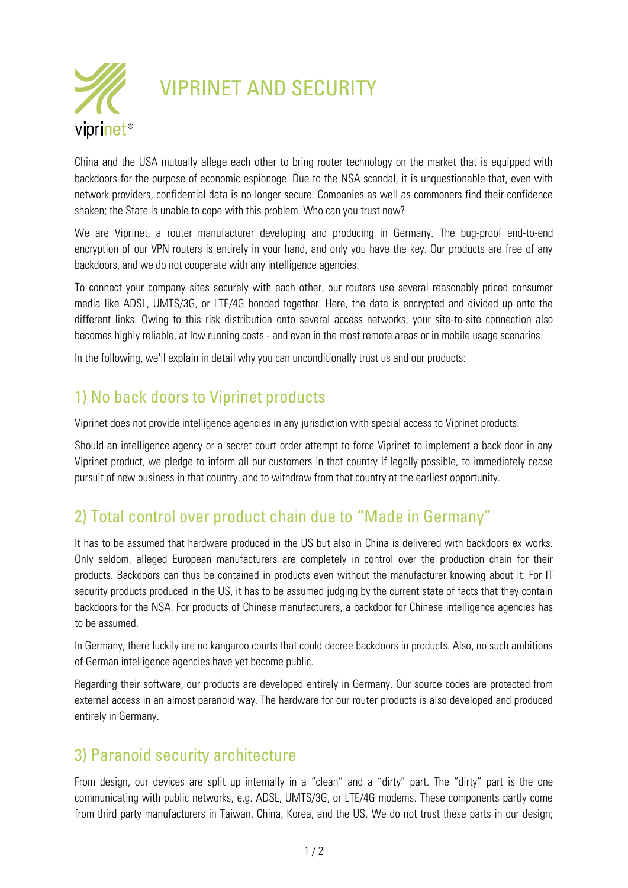# VIPRINET AND SECURITY

China and the USA mutually allege each other to bring router technology on the market that is equipped with backdoors for the purpose of economic espionage. Due to the NSA scandal, it is unquestionable that, even with network providers, confidential data is no longer secure. Companies as well as commoners find their confidence shaken; the State is unable to cope with this problem. Who can you trust now?

We are Viprinet, a router manufacturer developing and producing in Germany. The bug-proof end-to-end encryption of our VPN routers is entirely in your hand, and only you have the key. Our products are free of any backdoors, and we do not cooperate with any intelligence agencies.

To connect your company sites securely with each other, our routers use several reasonably priced consumer media like ADSL, UMTS/3G, or LTE/4G bonded together. Here, the data is encrypted and divided up onto the different links. Owing to this risk distribution onto several access networks, your site-to-site connection also becomes highly reliable, at low running costs - and even in the most remote areas or in mobile usage scenarios.

In the following, we'll explain in detail why you can unconditionally trust us and our products:

## 1) No back doors to Viprinet products

Viprinet does not provide intelligence agencies in any jurisdiction with special access to Viprinet products.

Should an intelligence agency or a secret court order attempt to force Viprinet to implement a back door in any Viprinet product, we pledge to inform all our customers in that country if legally possible, to immediately cease pursuit of new business in that country, and to withdraw from that country at the earliest opportunity.

## 2) Total control over product chain due to "Made in Germany"

It has to be assumed that hardware produced in the US but also in China is delivered with backdoors ex works. Only seldom, alleged European manufacturers are completely in control over the production chain for their products. Backdoors can thus be contained in products even without the manufacturer knowing about it. For IT security products produced in the US, it has to be assumed judging by the current state of facts that they contain backdoors for the NSA. For products of Chinese manufacturers, a backdoor for Chinese intelligence agencies has to be assumed.

In Germany, there luckily are no kangaroo courts that could decree backdoors in products. Also, no such ambitions of German intelligence agencies have yet become public.

Regarding their software, our products are developed entirely in Germany. Our source codes are protected from external access in an almost paranoid way. The hardware for our router products is also developed and produced entirely in Germany.

## 3) Paranoid security architecture

From design, our devices are split up internally in a "clean" and a "dirty" part. The "dirty" part is the one communicating with public networks, e.g. ADSL, UMTS/3G, or LTE/4G modems. These components partly come from third party manufacturers in Taiwan, China, Korea, and the US. We do not trust these parts in our design;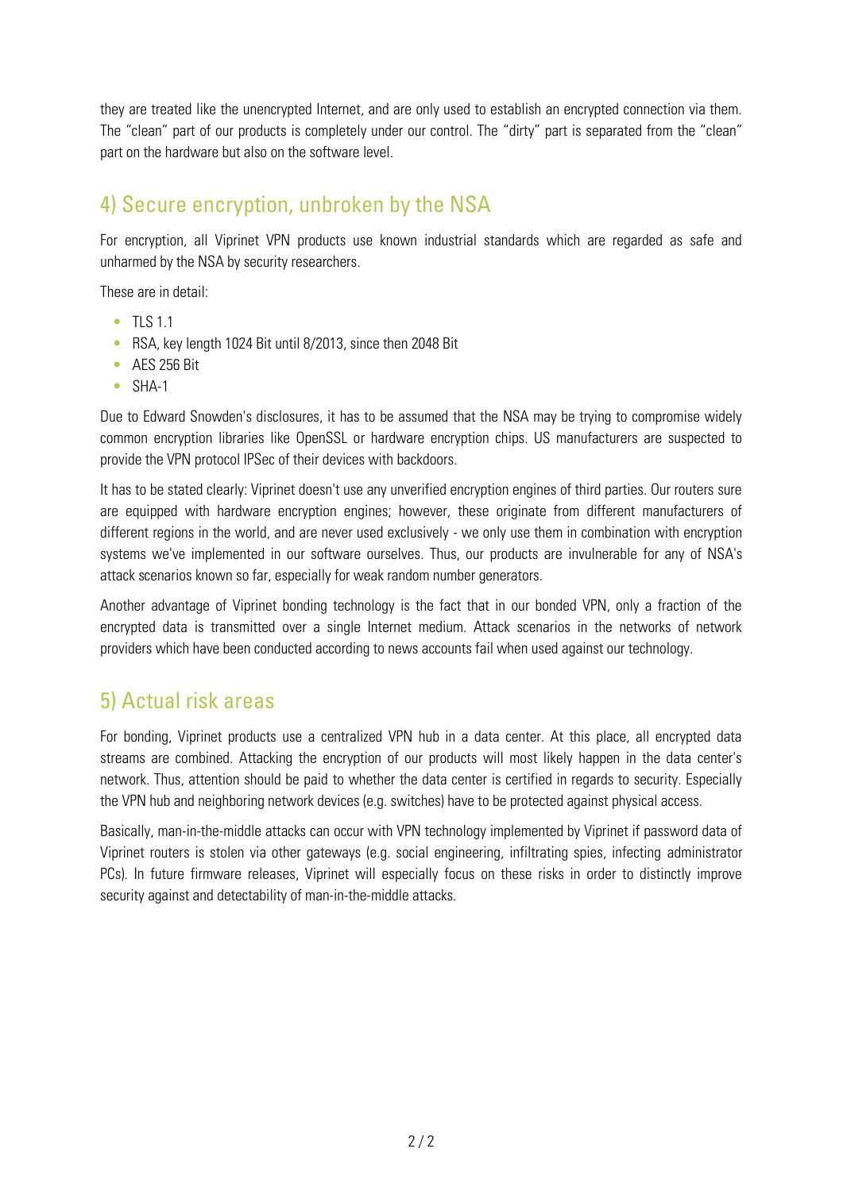they are treated like the unencrypted Internet, and are only used to establish an encrypted connection via them. The "clean" part of our products is completely under our control. The "dirty" part is separated from the "clean" part on the hardware but also on the software level.

## 4) Secure encryption, unbroken by the NSA

For encryption, all Viprinet VPN products use known industrial standards which are regarded as safe and unharmed by the NSA by security researchers.

These are in detail:

- TLS 1.1
- RSA, key length 1024 Bit until 8/2013, since then 2048 Bit
- AES 256 Bit
- SHA-1

Due to Edward Snowden's disclosures, it has to be assumed that the NSA may be trying to compromise widely common encryption libraries like OpenSSL or hardware encryption chips. US manufacturers are suspected to provide the VPN protocol IPSec of their devices with backdoors.

It has to be stated clearly: Viprinet doesn't use any unverified encryption engines of third parties. Our routers sure are equipped with hardware encryption engines; however, these originate from different manufacturers of different regions in the world, and are never used exclusively - we only use them in combination with encryption systems we've implemented in our software ourselves. Thus, our products are invulnerable for any of NSA's attack scenarios known so far, especially for weak random number generators.

Another advantage of Viprinet bonding technology is the fact that in our bonded VPN, only a fraction of the encrypted data is transmitted over a single Internet medium. Attack scenarios in the networks of network providers which have been conducted according to news accounts fail when used against our technology.

## 5) Actual risk areas

For bonding, Viprinet products use a centralized VPN hub in a data center. At this place, all encrypted data streams are combined. Attacking the encryption of our products will most likely happen in the data center's network. Thus, attention should be paid to whether the data center is certified in regards to security. Especially the VPN hub and neighboring network devices (e.g. switches) have to be protected against physical access.

Basically, man-in-the-middle attacks can occur with VPN technology implemented by Viprinet if password data of Viprinet routers is stolen via other gateways (e.g. social engineering, infiltrating spies, infecting administrator PCs). In future firmware releases, Viprinet will especially focus on these risks in order to distinctly improve security against and detectability of man-in-the-middle attacks.